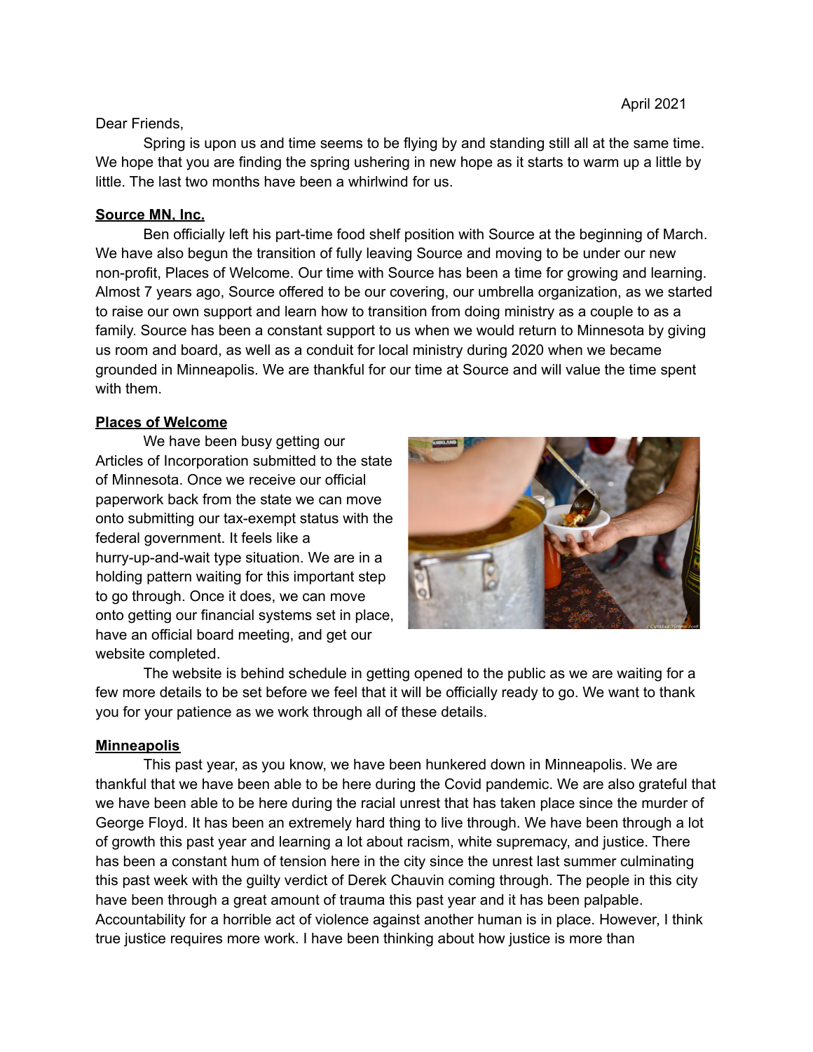April 2021

Dear Friends,

Spring is upon us and time seems to be flying by and standing still all at the same time. We hope that you are finding the spring ushering in new hope as it starts to warm up a little by little. The last two months have been a whirlwind for us.

**Source MN, Inc.**

Ben officially left his part-time food shelf position with Source at the beginning of March. We have also begun the transition of fully leaving Source and moving to be under our new non-profit, Places of Welcome. Our time with Source has been a time for growing and learning. Almost 7 years ago, Source offered to be our covering, our umbrella organization, as we started to raise our own support and learn how to transition from doing ministry as a couple to as a family. Source has been a constant support to us when we would return to Minnesota by giving us room and board, as well as a conduit for local ministry during 2020 when we became grounded in Minneapolis. We are thankful for our time at Source and will value the time spent with them.

**Places of Welcome**

We have been busy getting our Articles of Incorporation submitted to the state of Minnesota. Once we receive our official paperwork back from the state we can move onto submitting our tax-exempt status with the federal government. It feels like a hurry-up-and-wait type situation. We are in a holding pattern waiting for this important step to go through. Once it does, we can move onto getting our financial systems set in place, have an official board meeting, and get our website completed.

The website is behind schedule in getting opened to the public as we are waiting for a few more details to be set before we feel that it will be officially ready to go. We want to thank you for your patience as we work through all of these details.

**Minneapolis**

This past year, as you know, we have been hunkered down in Minneapolis. We are thankful that we have been able to be here during the Covid pandemic. We are also grateful that we have been able to be here during the racial unrest that has taken place since the murder of George Floyd. It has been an extremely hard thing to live through. We have been through a lot of growth this past year and learning a lot about racism, white supremacy, and justice. There has been a constant hum of tension here in the city since the unrest last summer culminating this past week with the guilty verdict of Derek Chauvin coming through. The people in this city have been through a great amount of trauma this past year and it has been palpable. Accountability for a horrible act of violence against another human is in place. However, I think true justice requires more work. I have been thinking about how justice is more than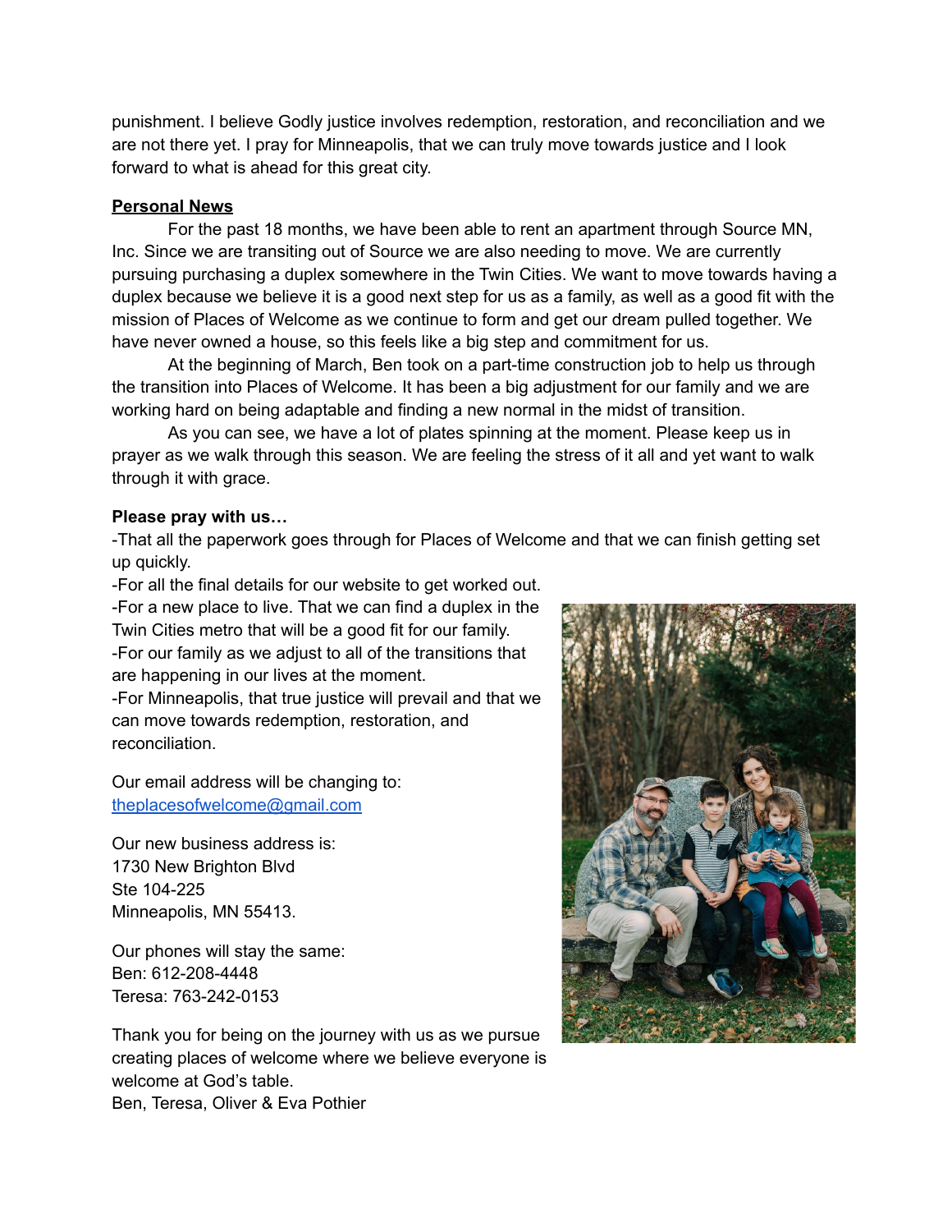punishment. I believe Godly justice involves redemption, restoration, and reconciliation and we are not there yet. I pray for Minneapolis, that we can truly move towards justice and I look forward to what is ahead for this great city.

## Personal News

For the past 18 months, we have been able to rent an apartment through Source MN, Inc. Since we are transiting out of Source we are also needing to move. We are currently pursuing purchasing a duplex somewhere in the Twin Cities. We want to move towards having a duplex because we believe it is a good next step for us as a family, as well as a good fit with the mission of Places of Welcome as we continue to form and get our dream pulled together. We have never owned a house, so this feels like a big step and commitment for us.

At the beginning of March, Ben took on a part-time construction job to help us through the transition into Places of Welcome. It has been a big adjustment for our family and we are working hard on being adaptable and finding a new normal in the midst of transition.

As you can see, we have a lot of plates spinning at the moment. Please keep us in prayer as we walk through this season. We are feeling the stress of it all and yet want to walk through it with grace.

**Please pray with us…**

-That all the paperwork goes through for Places of Welcome and that we can finish getting set up quickly.
-For all the final details for our website to get worked out.
-For a new place to live. That we can find a duplex in the Twin Cities metro that will be a good fit for our family.
-For our family as we adjust to all of the transitions that are happening in our lives at the moment.
-For Minneapolis, that true justice will prevail and that we can move towards redemption, restoration, and reconciliation.

Our email address will be changing to:
theplacesofwelcome@gmail.com

Our new business address is:
1730 New Brighton Blvd
Ste 104-225
Minneapolis, MN 55413.

Our phones will stay the same:
Ben: 612-208-4448
Teresa: 763-242-0153

Thank you for being on the journey with us as we pursue creating places of welcome where we believe everyone is welcome at God's table.
Ben, Teresa, Oliver & Eva Pothier